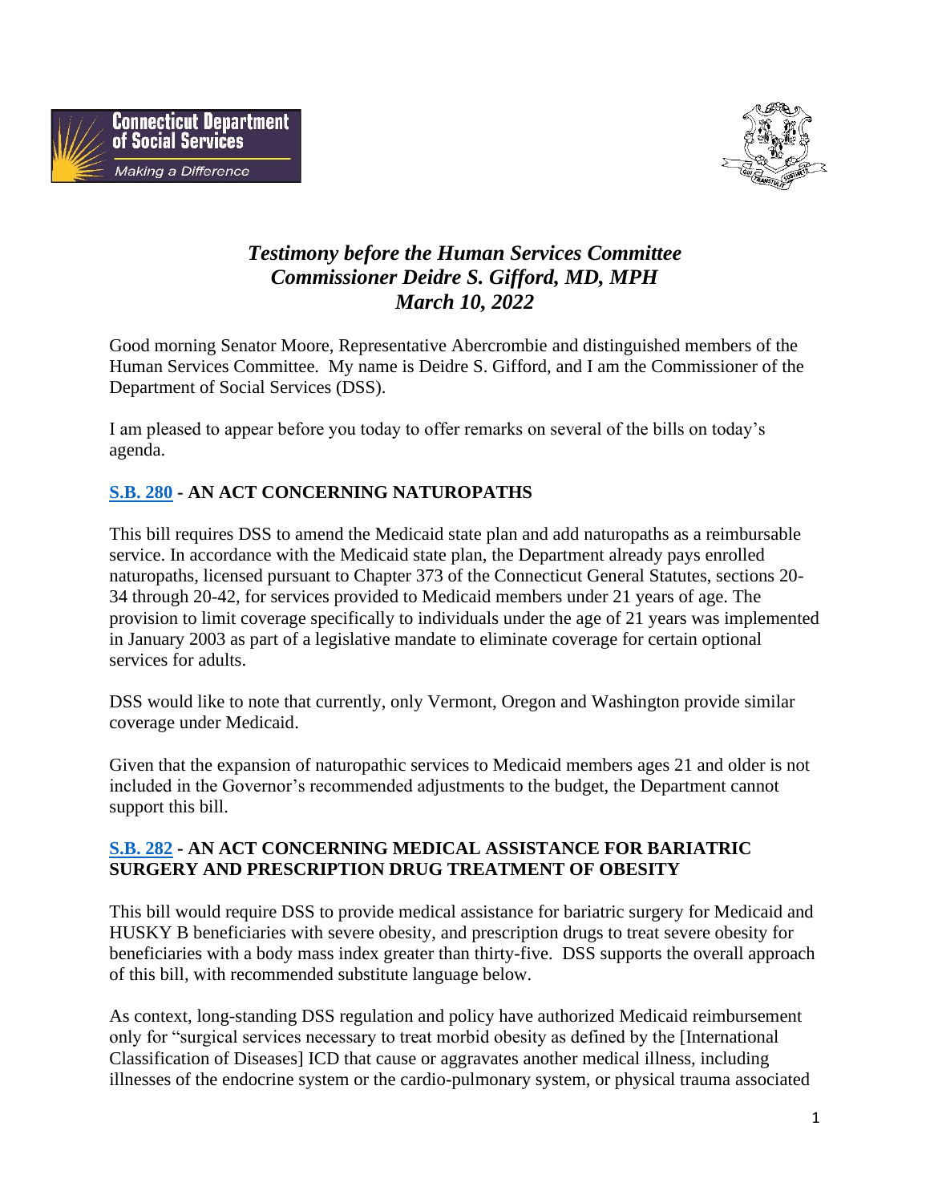Connecticut Department of Social Services

*Making a Difference*

# *Testimony before the Human Services Committee*
# *Commissioner Deidre S. Gifford, MD, MPH*
# *March 10, 2022*

Good morning Senator Moore, Representative Abercrombie and distinguished members of the Human Services Committee. My name is Deidre S. Gifford, and I am the Commissioner of the Department of Social Services (DSS).

I am pleased to appear before you today to offer remarks on several of the bills on today's agenda.

## S.B. 280 - AN ACT CONCERNING NATUROPATHS

This bill requires DSS to amend the Medicaid state plan and add naturopaths as a reimbursable service. In accordance with the Medicaid state plan, the Department already pays enrolled naturopaths, licensed pursuant to Chapter 373 of the Connecticut General Statutes, sections 20-34 through 20-42, for services provided to Medicaid members under 21 years of age. The provision to limit coverage specifically to individuals under the age of 21 years was implemented in January 2003 as part of a legislative mandate to eliminate coverage for certain optional services for adults.

DSS would like to note that currently, only Vermont, Oregon and Washington provide similar coverage under Medicaid.

Given that the expansion of naturopathic services to Medicaid members ages 21 and older is not included in the Governor's recommended adjustments to the budget, the Department cannot support this bill.

## S.B. 282 - AN ACT CONCERNING MEDICAL ASSISTANCE FOR BARIATRIC SURGERY AND PRESCRIPTION DRUG TREATMENT OF OBESITY

This bill would require DSS to provide medical assistance for bariatric surgery for Medicaid and HUSKY B beneficiaries with severe obesity, and prescription drugs to treat severe obesity for beneficiaries with a body mass index greater than thirty-five. DSS supports the overall approach of this bill, with recommended substitute language below.

As context, long-standing DSS regulation and policy have authorized Medicaid reimbursement only for "surgical services necessary to treat morbid obesity as defined by the [International Classification of Diseases] ICD that cause or aggravates another medical illness, including illnesses of the endocrine system or the cardio-pulmonary system, or physical trauma associated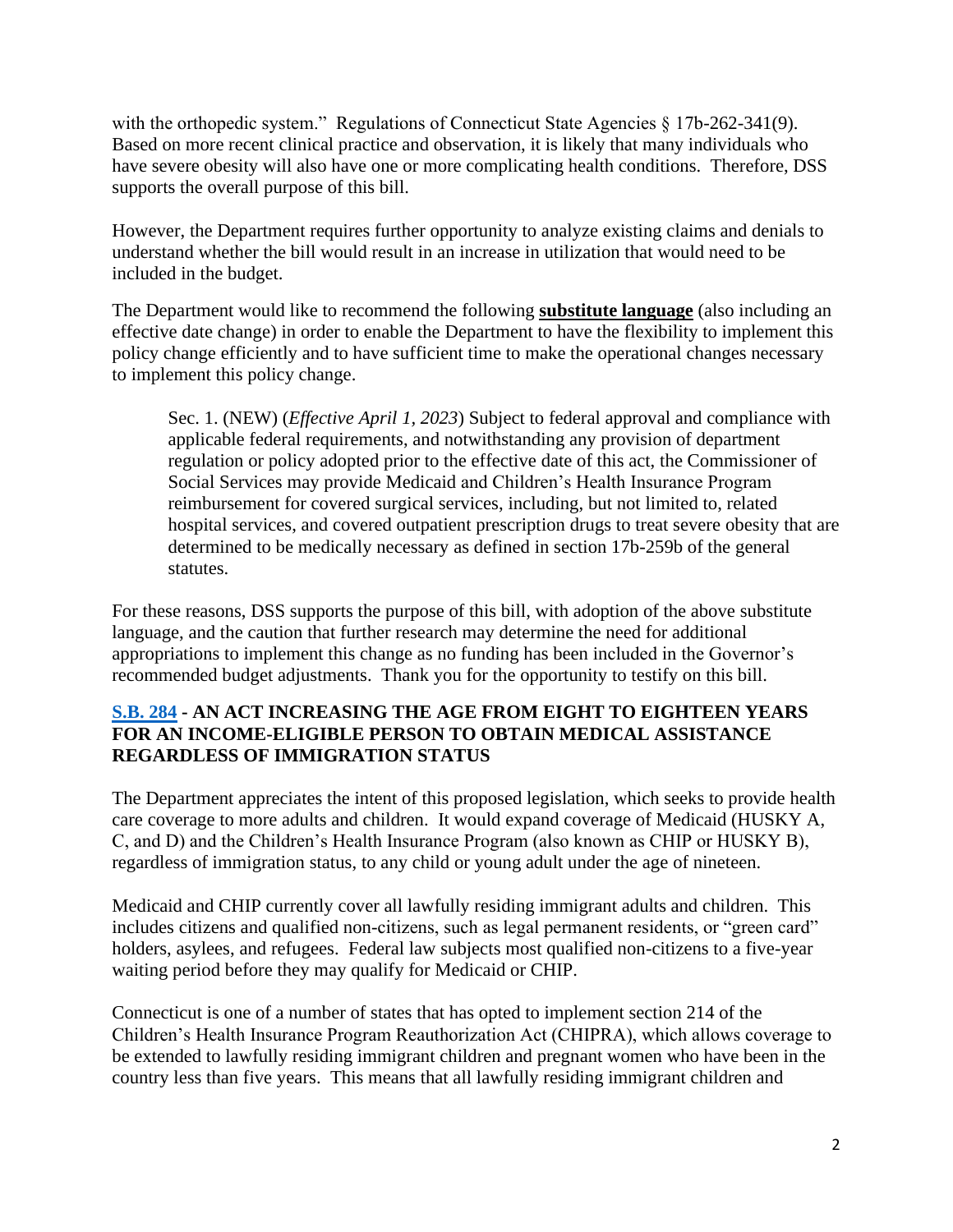with the orthopedic system." Regulations of Connecticut State Agencies § 17b-262-341(9). Based on more recent clinical practice and observation, it is likely that many individuals who have severe obesity will also have one or more complicating health conditions. Therefore, DSS supports the overall purpose of this bill.

However, the Department requires further opportunity to analyze existing claims and denials to understand whether the bill would result in an increase in utilization that would need to be included in the budget.

The Department would like to recommend the following **substitute language** (also including an effective date change) in order to enable the Department to have the flexibility to implement this policy change efficiently and to have sufficient time to make the operational changes necessary to implement this policy change.

> Sec. 1. (NEW) (*Effective April 1, 2023*) Subject to federal approval and compliance with applicable federal requirements, and notwithstanding any provision of department regulation or policy adopted prior to the effective date of this act, the Commissioner of Social Services may provide Medicaid and Children's Health Insurance Program reimbursement for covered surgical services, including, but not limited to, related hospital services, and covered outpatient prescription drugs to treat severe obesity that are determined to be medically necessary as defined in section 17b-259b of the general statutes.

For these reasons, DSS supports the purpose of this bill, with adoption of the above substitute language, and the caution that further research may determine the need for additional appropriations to implement this change as no funding has been included in the Governor's recommended budget adjustments. Thank you for the opportunity to testify on this bill.

### S.B. 284 - AN ACT INCREASING THE AGE FROM EIGHT TO EIGHTEEN YEARS FOR AN INCOME-ELIGIBLE PERSON TO OBTAIN MEDICAL ASSISTANCE REGARDLESS OF IMMIGRATION STATUS

The Department appreciates the intent of this proposed legislation, which seeks to provide health care coverage to more adults and children. It would expand coverage of Medicaid (HUSKY A, C, and D) and the Children's Health Insurance Program (also known as CHIP or HUSKY B), regardless of immigration status, to any child or young adult under the age of nineteen.

Medicaid and CHIP currently cover all lawfully residing immigrant adults and children. This includes citizens and qualified non-citizens, such as legal permanent residents, or "green card" holders, asylees, and refugees. Federal law subjects most qualified non-citizens to a five-year waiting period before they may qualify for Medicaid or CHIP.

Connecticut is one of a number of states that has opted to implement section 214 of the Children's Health Insurance Program Reauthorization Act (CHIPRA), which allows coverage to be extended to lawfully residing immigrant children and pregnant women who have been in the country less than five years. This means that all lawfully residing immigrant children and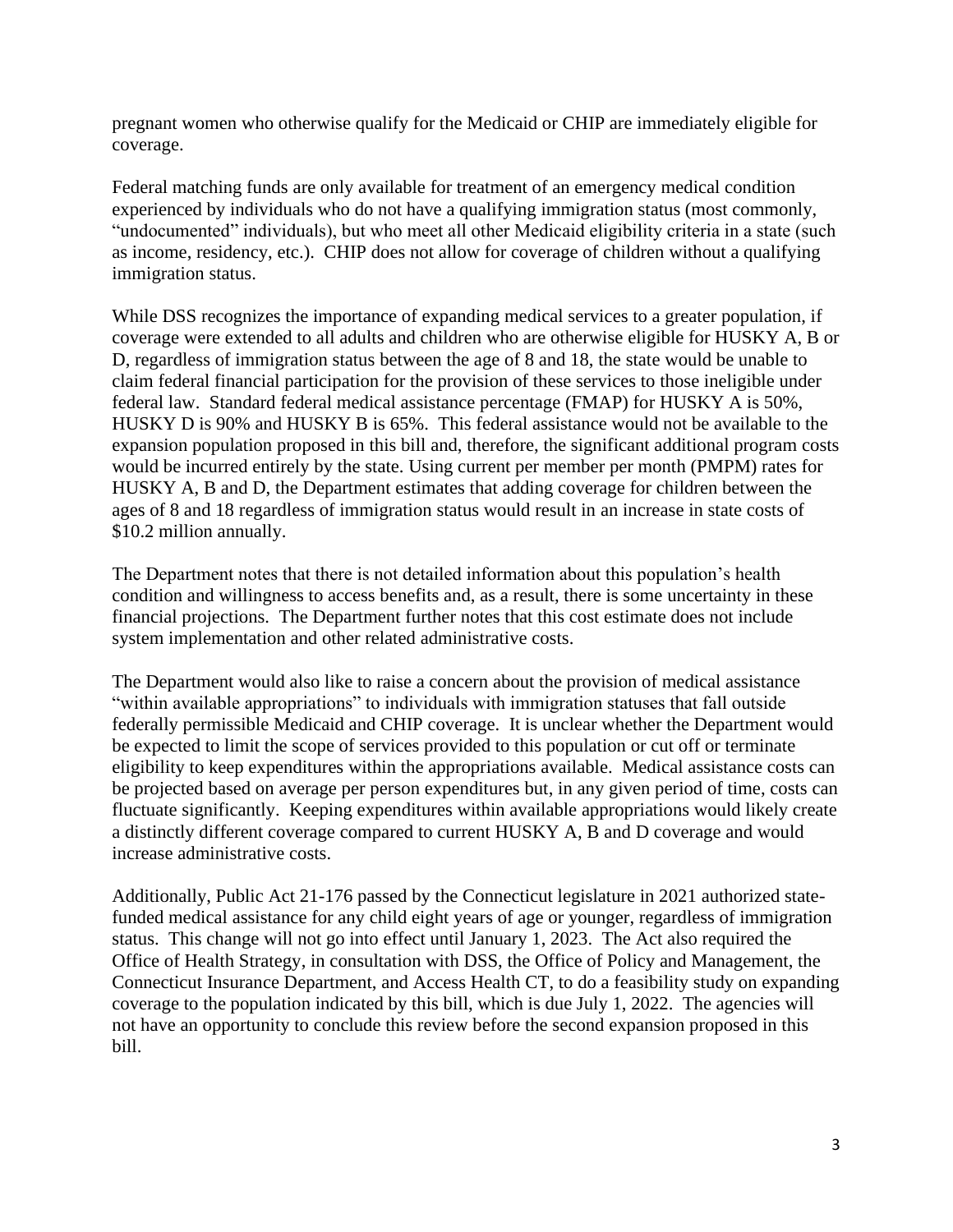pregnant women who otherwise qualify for the Medicaid or CHIP are immediately eligible for coverage.

Federal matching funds are only available for treatment of an emergency medical condition experienced by individuals who do not have a qualifying immigration status (most commonly, "undocumented" individuals), but who meet all other Medicaid eligibility criteria in a state (such as income, residency, etc.). CHIP does not allow for coverage of children without a qualifying immigration status.

While DSS recognizes the importance of expanding medical services to a greater population, if coverage were extended to all adults and children who are otherwise eligible for HUSKY A, B or D, regardless of immigration status between the age of 8 and 18, the state would be unable to claim federal financial participation for the provision of these services to those ineligible under federal law. Standard federal medical assistance percentage (FMAP) for HUSKY A is 50%, HUSKY D is 90% and HUSKY B is 65%. This federal assistance would not be available to the expansion population proposed in this bill and, therefore, the significant additional program costs would be incurred entirely by the state. Using current per member per month (PMPM) rates for HUSKY A, B and D, the Department estimates that adding coverage for children between the ages of 8 and 18 regardless of immigration status would result in an increase in state costs of $10.2 million annually.

The Department notes that there is not detailed information about this population's health condition and willingness to access benefits and, as a result, there is some uncertainty in these financial projections. The Department further notes that this cost estimate does not include system implementation and other related administrative costs.

The Department would also like to raise a concern about the provision of medical assistance "within available appropriations" to individuals with immigration statuses that fall outside federally permissible Medicaid and CHIP coverage. It is unclear whether the Department would be expected to limit the scope of services provided to this population or cut off or terminate eligibility to keep expenditures within the appropriations available. Medical assistance costs can be projected based on average per person expenditures but, in any given period of time, costs can fluctuate significantly. Keeping expenditures within available appropriations would likely create a distinctly different coverage compared to current HUSKY A, B and D coverage and would increase administrative costs.

Additionally, Public Act 21-176 passed by the Connecticut legislature in 2021 authorized state-funded medical assistance for any child eight years of age or younger, regardless of immigration status. This change will not go into effect until January 1, 2023. The Act also required the Office of Health Strategy, in consultation with DSS, the Office of Policy and Management, the Connecticut Insurance Department, and Access Health CT, to do a feasibility study on expanding coverage to the population indicated by this bill, which is due July 1, 2022. The agencies will not have an opportunity to conclude this review before the second expansion proposed in this bill.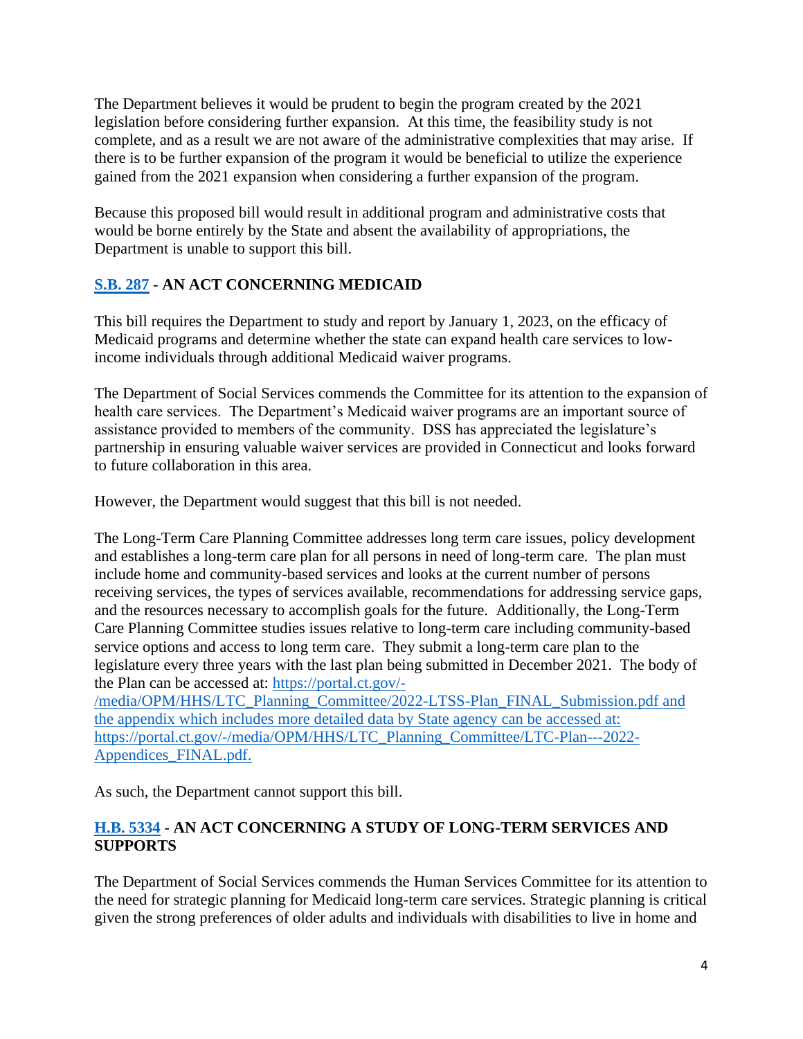The Department believes it would be prudent to begin the program created by the 2021 legislation before considering further expansion. At this time, the feasibility study is not complete, and as a result we are not aware of the administrative complexities that may arise. If there is to be further expansion of the program it would be beneficial to utilize the experience gained from the 2021 expansion when considering a further expansion of the program.

Because this proposed bill would result in additional program and administrative costs that would be borne entirely by the State and absent the availability of appropriations, the Department is unable to support this bill.

## [S.B. 287](https://) - AN ACT CONCERNING MEDICAID

This bill requires the Department to study and report by January 1, 2023, on the efficacy of Medicaid programs and determine whether the state can expand health care services to low-income individuals through additional Medicaid waiver programs.

The Department of Social Services commends the Committee for its attention to the expansion of health care services. The Department's Medicaid waiver programs are an important source of assistance provided to members of the community. DSS has appreciated the legislature's partnership in ensuring valuable waiver services are provided in Connecticut and looks forward to future collaboration in this area.

However, the Department would suggest that this bill is not needed.

The Long-Term Care Planning Committee addresses long term care issues, policy development and establishes a long-term care plan for all persons in need of long-term care. The plan must include home and community-based services and looks at the current number of persons receiving services, the types of services available, recommendations for addressing service gaps, and the resources necessary to accomplish goals for the future. Additionally, the Long-Term Care Planning Committee studies issues relative to long-term care including community-based service options and access to long term care. They submit a long-term care plan to the legislature every three years with the last plan being submitted in December 2021. The body of the Plan can be accessed at: https://portal.ct.gov/-/media/OPM/HHS/LTC_Planning_Committee/2022-LTSS-Plan_FINAL_Submission.pdf and the appendix which includes more detailed data by State agency can be accessed at: https://portal.ct.gov/-/media/OPM/HHS/LTC_Planning_Committee/LTC-Plan---2022-Appendices_FINAL.pdf.

As such, the Department cannot support this bill.

## [H.B. 5334](https://) - AN ACT CONCERNING A STUDY OF LONG-TERM SERVICES AND SUPPORTS

The Department of Social Services commends the Human Services Committee for its attention to the need for strategic planning for Medicaid long-term care services. Strategic planning is critical given the strong preferences of older adults and individuals with disabilities to live in home and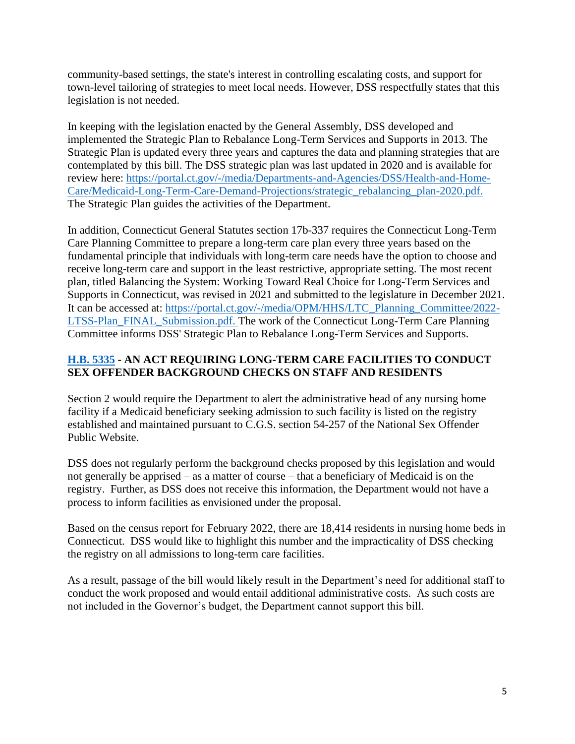community-based settings, the state's interest in controlling escalating costs, and support for town-level tailoring of strategies to meet local needs. However, DSS respectfully states that this legislation is not needed.

In keeping with the legislation enacted by the General Assembly, DSS developed and implemented the Strategic Plan to Rebalance Long-Term Services and Supports in 2013. The Strategic Plan is updated every three years and captures the data and planning strategies that are contemplated by this bill. The DSS strategic plan was last updated in 2020 and is available for review here: [https://portal.ct.gov/-/media/Departments-and-Agencies/DSS/Health-and-Home-Care/Medicaid-Long-Term-Care-Demand-Projections/strategic_rebalancing_plan-2020.pdf.](https://portal.ct.gov/-/media/Departments-and-Agencies/DSS/Health-and-Home-Care/Medicaid-Long-Term-Care-Demand-Projections/strategic_rebalancing_plan-2020.pdf) The Strategic Plan guides the activities of the Department.

In addition, Connecticut General Statutes section 17b-337 requires the Connecticut Long-Term Care Planning Committee to prepare a long-term care plan every three years based on the fundamental principle that individuals with long-term care needs have the option to choose and receive long-term care and support in the least restrictive, appropriate setting. The most recent plan, titled Balancing the System: Working Toward Real Choice for Long-Term Services and Supports in Connecticut, was revised in 2021 and submitted to the legislature in December 2021. It can be accessed at: [https://portal.ct.gov/-/media/OPM/HHS/LTC_Planning_Committee/2022-LTSS-Plan_FINAL_Submission.pdf.](https://portal.ct.gov/-/media/OPM/HHS/LTC_Planning_Committee/2022-LTSS-Plan_FINAL_Submission.pdf) The work of the Connecticut Long-Term Care Planning Committee informs DSS' Strategic Plan to Rebalance Long-Term Services and Supports.

**H.B. 5335 - AN ACT REQUIRING LONG-TERM CARE FACILITIES TO CONDUCT SEX OFFENDER BACKGROUND CHECKS ON STAFF AND RESIDENTS**

Section 2 would require the Department to alert the administrative head of any nursing home facility if a Medicaid beneficiary seeking admission to such facility is listed on the registry established and maintained pursuant to C.G.S. section 54-257 of the National Sex Offender Public Website.

DSS does not regularly perform the background checks proposed by this legislation and would not generally be apprised – as a matter of course – that a beneficiary of Medicaid is on the registry. Further, as DSS does not receive this information, the Department would not have a process to inform facilities as envisioned under the proposal.

Based on the census report for February 2022, there are 18,414 residents in nursing home beds in Connecticut. DSS would like to highlight this number and the impracticality of DSS checking the registry on all admissions to long-term care facilities.

As a result, passage of the bill would likely result in the Department's need for additional staff to conduct the work proposed and would entail additional administrative costs. As such costs are not included in the Governor's budget, the Department cannot support this bill.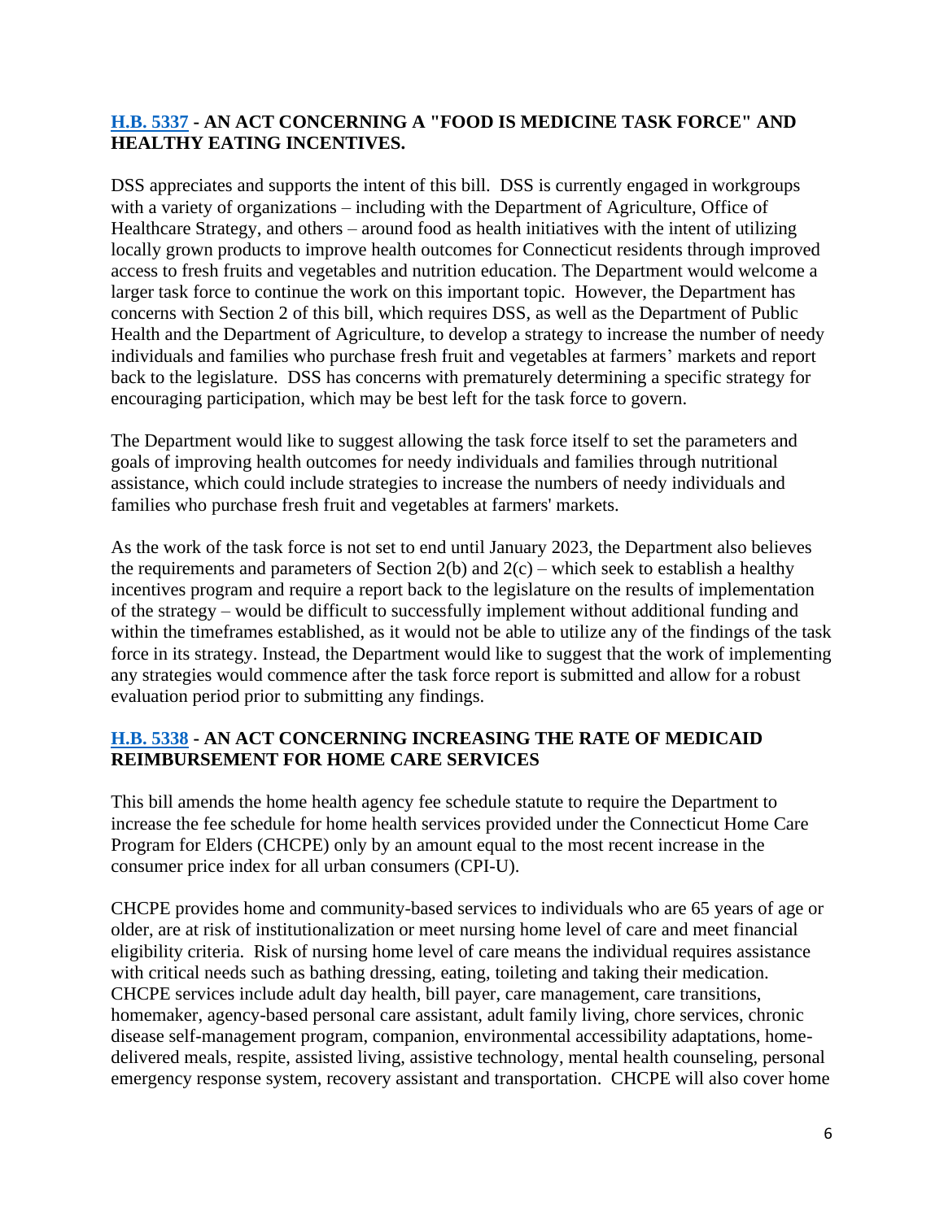### [H.B. 5337](#) - AN ACT CONCERNING A "FOOD IS MEDICINE TASK FORCE" AND HEALTHY EATING INCENTIVES.

DSS appreciates and supports the intent of this bill. DSS is currently engaged in workgroups with a variety of organizations – including with the Department of Agriculture, Office of Healthcare Strategy, and others – around food as health initiatives with the intent of utilizing locally grown products to improve health outcomes for Connecticut residents through improved access to fresh fruits and vegetables and nutrition education. The Department would welcome a larger task force to continue the work on this important topic. However, the Department has concerns with Section 2 of this bill, which requires DSS, as well as the Department of Public Health and the Department of Agriculture, to develop a strategy to increase the number of needy individuals and families who purchase fresh fruit and vegetables at farmers' markets and report back to the legislature. DSS has concerns with prematurely determining a specific strategy for encouraging participation, which may be best left for the task force to govern.

The Department would like to suggest allowing the task force itself to set the parameters and goals of improving health outcomes for needy individuals and families through nutritional assistance, which could include strategies to increase the numbers of needy individuals and families who purchase fresh fruit and vegetables at farmers' markets.

As the work of the task force is not set to end until January 2023, the Department also believes the requirements and parameters of Section 2(b) and 2(c) – which seek to establish a healthy incentives program and require a report back to the legislature on the results of implementation of the strategy – would be difficult to successfully implement without additional funding and within the timeframes established, as it would not be able to utilize any of the findings of the task force in its strategy. Instead, the Department would like to suggest that the work of implementing any strategies would commence after the task force report is submitted and allow for a robust evaluation period prior to submitting any findings.

### [H.B. 5338](#) - AN ACT CONCERNING INCREASING THE RATE OF MEDICAID REIMBURSEMENT FOR HOME CARE SERVICES

This bill amends the home health agency fee schedule statute to require the Department to increase the fee schedule for home health services provided under the Connecticut Home Care Program for Elders (CHCPE) only by an amount equal to the most recent increase in the consumer price index for all urban consumers (CPI-U).

CHCPE provides home and community-based services to individuals who are 65 years of age or older, are at risk of institutionalization or meet nursing home level of care and meet financial eligibility criteria. Risk of nursing home level of care means the individual requires assistance with critical needs such as bathing dressing, eating, toileting and taking their medication. CHCPE services include adult day health, bill payer, care management, care transitions, homemaker, agency-based personal care assistant, adult family living, chore services, chronic disease self-management program, companion, environmental accessibility adaptations, home-delivered meals, respite, assisted living, assistive technology, mental health counseling, personal emergency response system, recovery assistant and transportation. CHCPE will also cover home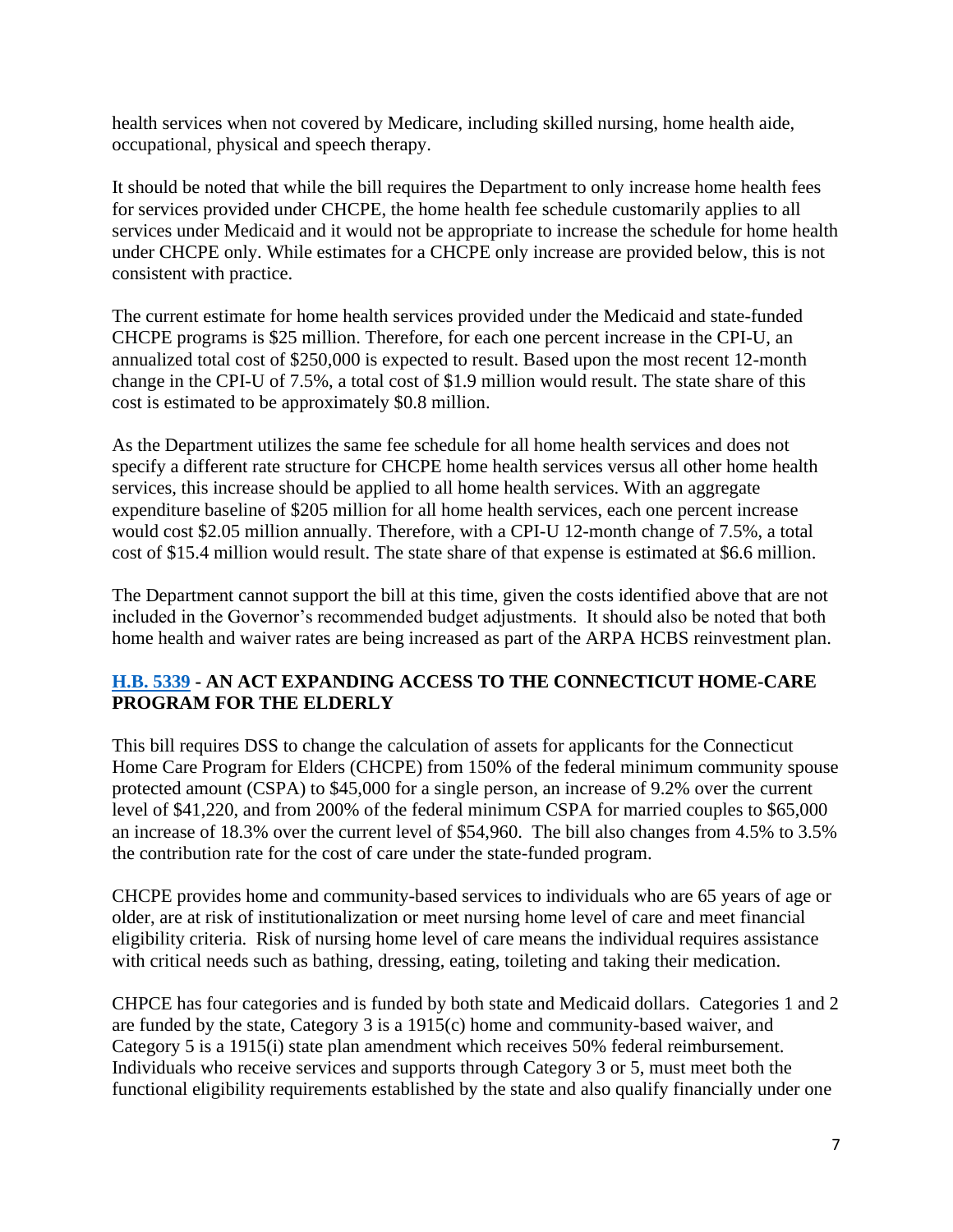health services when not covered by Medicare, including skilled nursing, home health aide, occupational, physical and speech therapy.

It should be noted that while the bill requires the Department to only increase home health fees for services provided under CHCPE, the home health fee schedule customarily applies to all services under Medicaid and it would not be appropriate to increase the schedule for home health under CHCPE only. While estimates for a CHCPE only increase are provided below, this is not consistent with practice.

The current estimate for home health services provided under the Medicaid and state-funded CHCPE programs is $25 million. Therefore, for each one percent increase in the CPI-U, an annualized total cost of $250,000 is expected to result. Based upon the most recent 12-month change in the CPI-U of 7.5%, a total cost of $1.9 million would result. The state share of this cost is estimated to be approximately $0.8 million.

As the Department utilizes the same fee schedule for all home health services and does not specify a different rate structure for CHCPE home health services versus all other home health services, this increase should be applied to all home health services. With an aggregate expenditure baseline of $205 million for all home health services, each one percent increase would cost $2.05 million annually. Therefore, with a CPI-U 12-month change of 7.5%, a total cost of $15.4 million would result. The state share of that expense is estimated at $6.6 million.

The Department cannot support the bill at this time, given the costs identified above that are not included in the Governor's recommended budget adjustments. It should also be noted that both home health and waiver rates are being increased as part of the ARPA HCBS reinvestment plan.

## H.B. 5339 - AN ACT EXPANDING ACCESS TO THE CONNECTICUT HOME-CARE PROGRAM FOR THE ELDERLY

This bill requires DSS to change the calculation of assets for applicants for the Connecticut Home Care Program for Elders (CHCPE) from 150% of the federal minimum community spouse protected amount (CSPA) to $45,000 for a single person, an increase of 9.2% over the current level of $41,220, and from 200% of the federal minimum CSPA for married couples to $65,000 an increase of 18.3% over the current level of $54,960. The bill also changes from 4.5% to 3.5% the contribution rate for the cost of care under the state-funded program.

CHCPE provides home and community-based services to individuals who are 65 years of age or older, are at risk of institutionalization or meet nursing home level of care and meet financial eligibility criteria. Risk of nursing home level of care means the individual requires assistance with critical needs such as bathing, dressing, eating, toileting and taking their medication.

CHPCE has four categories and is funded by both state and Medicaid dollars. Categories 1 and 2 are funded by the state, Category 3 is a 1915(c) home and community-based waiver, and Category 5 is a 1915(i) state plan amendment which receives 50% federal reimbursement. Individuals who receive services and supports through Category 3 or 5, must meet both the functional eligibility requirements established by the state and also qualify financially under one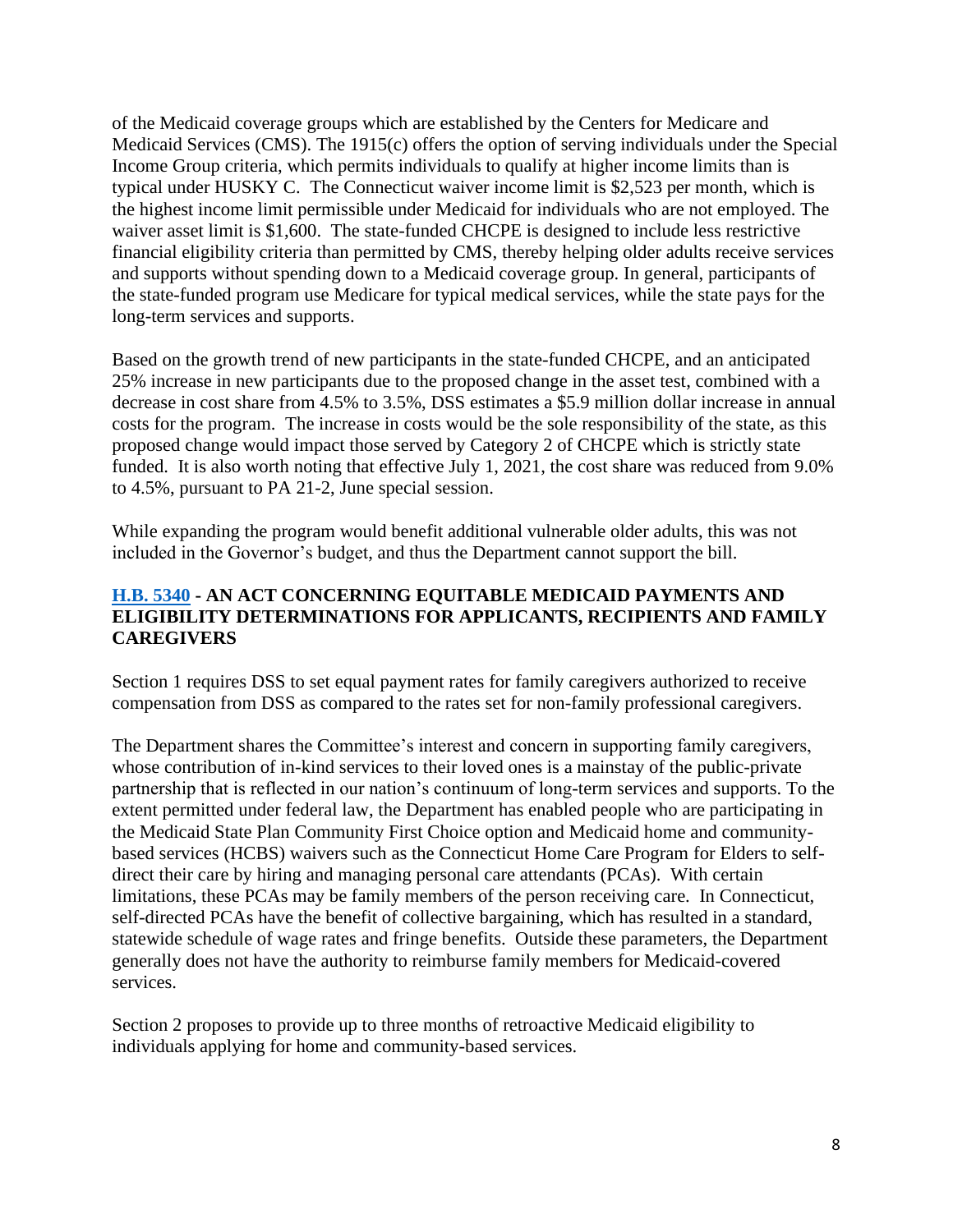of the Medicaid coverage groups which are established by the Centers for Medicare and Medicaid Services (CMS). The 1915(c) offers the option of serving individuals under the Special Income Group criteria, which permits individuals to qualify at higher income limits than is typical under HUSKY C. The Connecticut waiver income limit is $2,523 per month, which is the highest income limit permissible under Medicaid for individuals who are not employed. The waiver asset limit is $1,600. The state-funded CHCPE is designed to include less restrictive financial eligibility criteria than permitted by CMS, thereby helping older adults receive services and supports without spending down to a Medicaid coverage group. In general, participants of the state-funded program use Medicare for typical medical services, while the state pays for the long-term services and supports.

Based on the growth trend of new participants in the state-funded CHCPE, and an anticipated 25% increase in new participants due to the proposed change in the asset test, combined with a decrease in cost share from 4.5% to 3.5%, DSS estimates a $5.9 million dollar increase in annual costs for the program. The increase in costs would be the sole responsibility of the state, as this proposed change would impact those served by Category 2 of CHCPE which is strictly state funded. It is also worth noting that effective July 1, 2021, the cost share was reduced from 9.0% to 4.5%, pursuant to PA 21-2, June special session.

While expanding the program would benefit additional vulnerable older adults, this was not included in the Governor's budget, and thus the Department cannot support the bill.

### H.B. 5340 - AN ACT CONCERNING EQUITABLE MEDICAID PAYMENTS AND ELIGIBILITY DETERMINATIONS FOR APPLICANTS, RECIPIENTS AND FAMILY CAREGIVERS

Section 1 requires DSS to set equal payment rates for family caregivers authorized to receive compensation from DSS as compared to the rates set for non-family professional caregivers.

The Department shares the Committee's interest and concern in supporting family caregivers, whose contribution of in-kind services to their loved ones is a mainstay of the public-private partnership that is reflected in our nation's continuum of long-term services and supports. To the extent permitted under federal law, the Department has enabled people who are participating in the Medicaid State Plan Community First Choice option and Medicaid home and community-based services (HCBS) waivers such as the Connecticut Home Care Program for Elders to self-direct their care by hiring and managing personal care attendants (PCAs). With certain limitations, these PCAs may be family members of the person receiving care. In Connecticut, self-directed PCAs have the benefit of collective bargaining, which has resulted in a standard, statewide schedule of wage rates and fringe benefits. Outside these parameters, the Department generally does not have the authority to reimburse family members for Medicaid-covered services.

Section 2 proposes to provide up to three months of retroactive Medicaid eligibility to individuals applying for home and community-based services.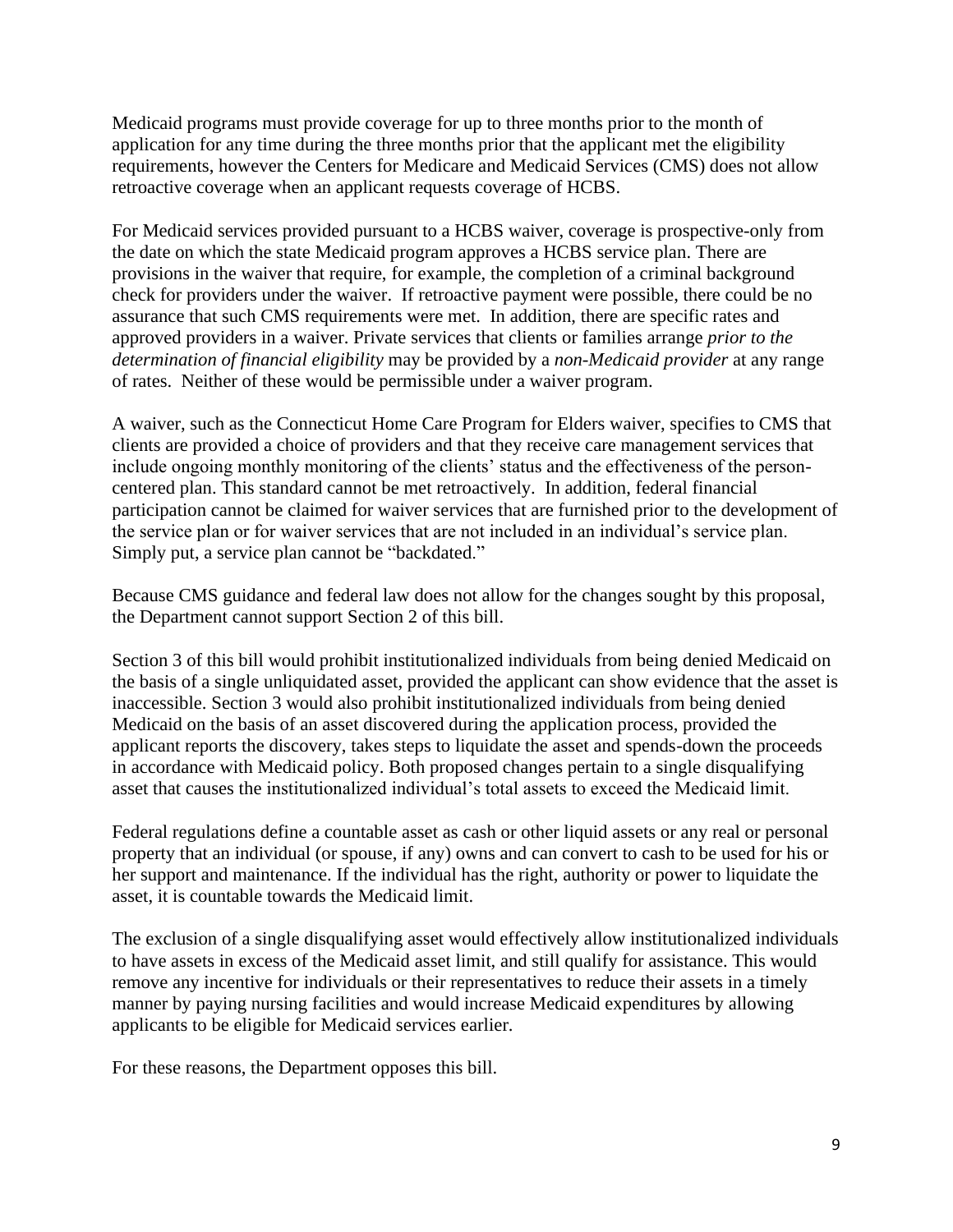Medicaid programs must provide coverage for up to three months prior to the month of application for any time during the three months prior that the applicant met the eligibility requirements, however the Centers for Medicare and Medicaid Services (CMS) does not allow retroactive coverage when an applicant requests coverage of HCBS.

For Medicaid services provided pursuant to a HCBS waiver, coverage is prospective-only from the date on which the state Medicaid program approves a HCBS service plan. There are provisions in the waiver that require, for example, the completion of a criminal background check for providers under the waiver. If retroactive payment were possible, there could be no assurance that such CMS requirements were met. In addition, there are specific rates and approved providers in a waiver. Private services that clients or families arrange *prior to the determination of financial eligibility* may be provided by a *non-Medicaid provider* at any range of rates. Neither of these would be permissible under a waiver program.

A waiver, such as the Connecticut Home Care Program for Elders waiver, specifies to CMS that clients are provided a choice of providers and that they receive care management services that include ongoing monthly monitoring of the clients' status and the effectiveness of the person-centered plan. This standard cannot be met retroactively. In addition, federal financial participation cannot be claimed for waiver services that are furnished prior to the development of the service plan or for waiver services that are not included in an individual's service plan. Simply put, a service plan cannot be "backdated."

Because CMS guidance and federal law does not allow for the changes sought by this proposal, the Department cannot support Section 2 of this bill.

Section 3 of this bill would prohibit institutionalized individuals from being denied Medicaid on the basis of a single unliquidated asset, provided the applicant can show evidence that the asset is inaccessible. Section 3 would also prohibit institutionalized individuals from being denied Medicaid on the basis of an asset discovered during the application process, provided the applicant reports the discovery, takes steps to liquidate the asset and spends-down the proceeds in accordance with Medicaid policy. Both proposed changes pertain to a single disqualifying asset that causes the institutionalized individual's total assets to exceed the Medicaid limit.

Federal regulations define a countable asset as cash or other liquid assets or any real or personal property that an individual (or spouse, if any) owns and can convert to cash to be used for his or her support and maintenance. If the individual has the right, authority or power to liquidate the asset, it is countable towards the Medicaid limit.

The exclusion of a single disqualifying asset would effectively allow institutionalized individuals to have assets in excess of the Medicaid asset limit, and still qualify for assistance. This would remove any incentive for individuals or their representatives to reduce their assets in a timely manner by paying nursing facilities and would increase Medicaid expenditures by allowing applicants to be eligible for Medicaid services earlier.

For these reasons, the Department opposes this bill.